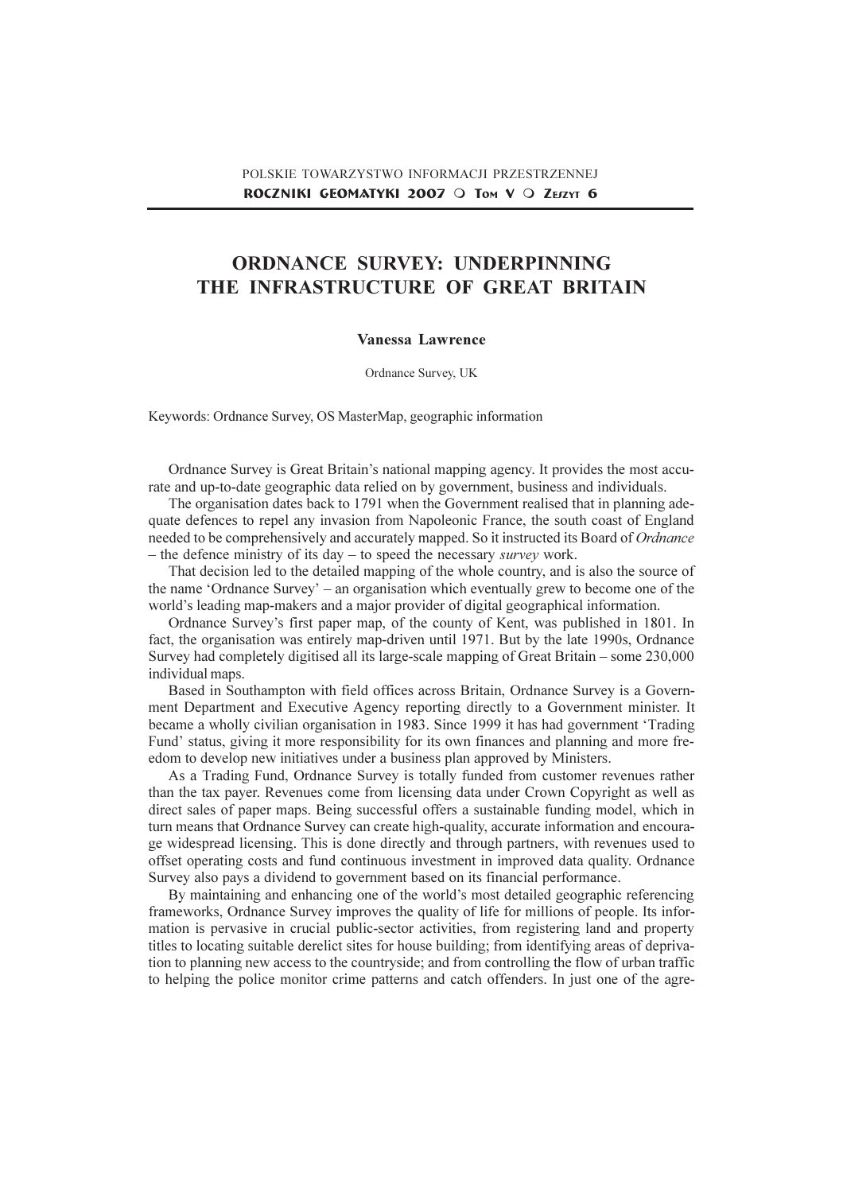# ORDNANCE SURVEY: UNDERPINNING THE INFRASTRUCTURE OF GREAT BRITAIN

**Vanessa Lawrence**

Ordnance Survey, UK

Keywords: Ordnance Survey, OS MasterMap, geographic information

Ordnance Survey is Great Britain's national mapping agency. It provides the most accurate and up-to-date geographic data relied on by government, business and individuals.

The organisation dates back to 1791 when the Government realised that in planning adequate defences to repel any invasion from Napoleonic France, the south coast of England needed to be comprehensively and accurately mapped. So it instructed its Board of *Ordnance* – the defence ministry of its day – to speed the necessary *survey* work.

That decision led to the detailed mapping of the whole country, and is also the source of the name 'Ordnance Survey' – an organisation which eventually grew to become one of the world's leading map-makers and a major provider of digital geographical information.

Ordnance Survey's first paper map, of the county of Kent, was published in 1801. In fact, the organisation was entirely map-driven until 1971. But by the late 1990s, Ordnance Survey had completely digitised all its large-scale mapping of Great Britain – some 230,000 individual maps.

Based in Southampton with field offices across Britain, Ordnance Survey is a Government Department and Executive Agency reporting directly to a Government minister. It became a wholly civilian organisation in 1983. Since 1999 it has had government 'Trading Fund' status, giving it more responsibility for its own finances and planning and more freedom to develop new initiatives under a business plan approved by Ministers.

As a Trading Fund, Ordnance Survey is totally funded from customer revenues rather than the tax payer. Revenues come from licensing data under Crown Copyright as well as direct sales of paper maps. Being successful offers a sustainable funding model, which in turn means that Ordnance Survey can create high-quality, accurate information and encourage widespread licensing. This is done directly and through partners, with revenues used to offset operating costs and fund continuous investment in improved data quality. Ordnance Survey also pays a dividend to government based on its financial performance.

By maintaining and enhancing one of the world's most detailed geographic referencing frameworks, Ordnance Survey improves the quality of life for millions of people. Its information is pervasive in crucial public-sector activities, from registering land and property titles to locating suitable derelict sites for house building; from identifying areas of deprivation to planning new access to the countryside; and from controlling the flow of urban traffic to helping the police monitor crime patterns and catch offenders. In just one of the agre-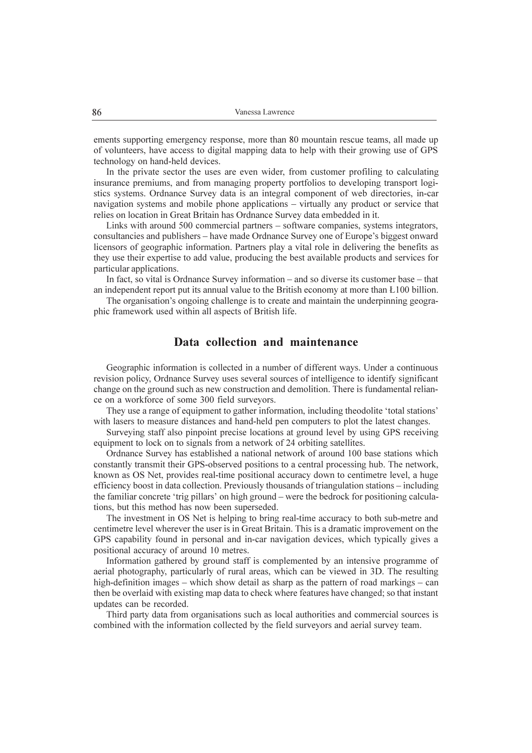ements supporting emergency response, more than 80 mountain rescue teams, all made up of volunteers, have access to digital mapping data to help with their growing use of GPS technology on hand-held devices.

In the private sector the uses are even wider, from customer profiling to calculating insurance premiums, and from managing property portfolios to developing transport logistics systems. Ordnance Survey data is an integral component of web directories, in-car navigation systems and mobile phone applications – virtually any product or service that relies on location in Great Britain has Ordnance Survey data embedded in it.

Links with around 500 commercial partners – software companies, systems integrators, consultancies and publishers – have made Ordnance Survey one of Europe's biggest onward licensors of geographic information. Partners play a vital role in delivering the benefits as they use their expertise to add value, producing the best available products and services for particular applications.

In fact, so vital is Ordnance Survey information – and so diverse its customer base – that an independent report put its annual value to the British economy at more than Ł100 billion.

The organisation's ongoing challenge is to create and maintain the underpinning geographic framework used within all aspects of British life.

## Data collection and maintenance

Geographic information is collected in a number of different ways. Under a continuous revision policy, Ordnance Survey uses several sources of intelligence to identify significant change on the ground such as new construction and demolition. There is fundamental reliance on a workforce of some 300 field surveyors.

They use a range of equipment to gather information, including theodolite 'total stations' with lasers to measure distances and hand-held pen computers to plot the latest changes.

Surveying staff also pinpoint precise locations at ground level by using GPS receiving equipment to lock on to signals from a network of 24 orbiting satellites.

Ordnance Survey has established a national network of around 100 base stations which constantly transmit their GPS-observed positions to a central processing hub. The network, known as OS Net, provides real-time positional accuracy down to centimetre level, a huge efficiency boost in data collection. Previously thousands of triangulation stations – including the familiar concrete 'trig pillars' on high ground – were the bedrock for positioning calculations, but this method has now been superseded.

The investment in OS Net is helping to bring real-time accuracy to both sub-metre and centimetre level wherever the user is in Great Britain. This is a dramatic improvement on the GPS capability found in personal and in-car navigation devices, which typically gives a positional accuracy of around 10 metres.

Information gathered by ground staff is complemented by an intensive programme of aerial photography, particularly of rural areas, which can be viewed in 3D. The resulting high-definition images – which show detail as sharp as the pattern of road markings – can then be overlaid with existing map data to check where features have changed; so that instant updates can be recorded.

Third party data from organisations such as local authorities and commercial sources is combined with the information collected by the field surveyors and aerial survey team.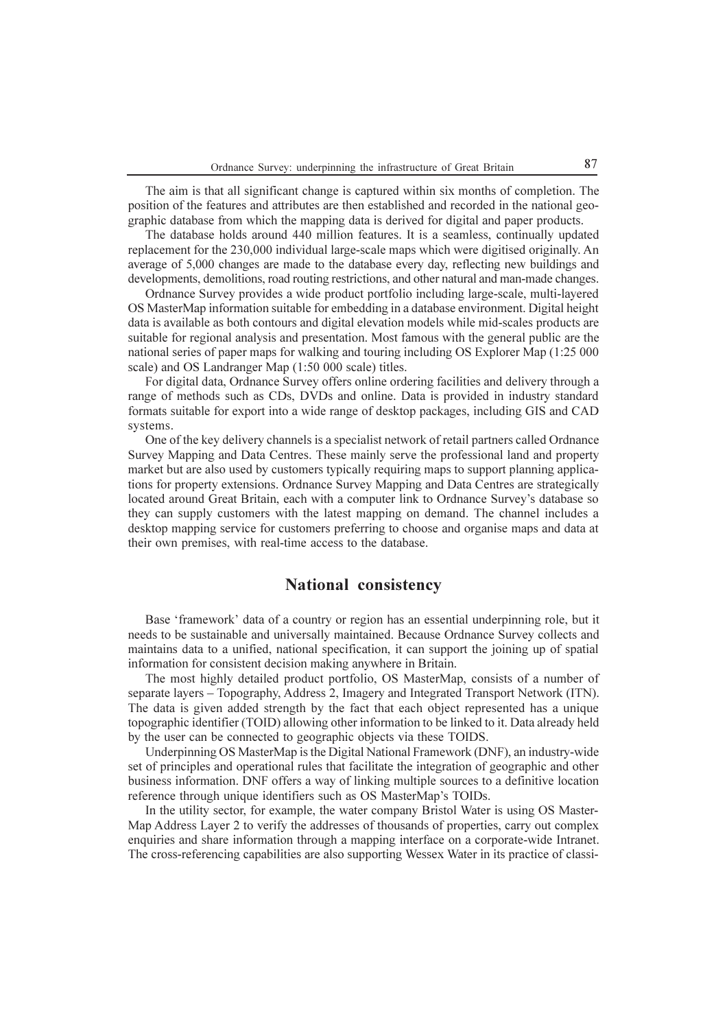The aim is that all significant change is captured within six months of completion. The position of the features and attributes are then established and recorded in the national geographic database from which the mapping data is derived for digital and paper products.

The database holds around 440 million features. It is a seamless, continually updated replacement for the 230,000 individual large-scale maps which were digitised originally. An average of 5,000 changes are made to the database every day, reflecting new buildings and developments, demolitions, road routing restrictions, and other natural and man-made changes.

Ordnance Survey provides a wide product portfolio including large-scale, multi-layered OS MasterMap information suitable for embedding in a database environment. Digital height data is available as both contours and digital elevation models while mid-scales products are suitable for regional analysis and presentation. Most famous with the general public are the national series of paper maps for walking and touring including OS Explorer Map (1:25 000 scale) and OS Landranger Map (1:50 000 scale) titles.

For digital data, Ordnance Survey offers online ordering facilities and delivery through a range of methods such as CDs, DVDs and online. Data is provided in industry standard formats suitable for export into a wide range of desktop packages, including GIS and CAD systems.

One of the key delivery channels is a specialist network of retail partners called Ordnance Survey Mapping and Data Centres. These mainly serve the professional land and property market but are also used by customers typically requiring maps to support planning applications for property extensions. Ordnance Survey Mapping and Data Centres are strategically located around Great Britain, each with a computer link to Ordnance Survey's database so they can supply customers with the latest mapping on demand. The channel includes a desktop mapping service for customers preferring to choose and organise maps and data at their own premises, with real-time access to the database.

## National consistency

Base 'framework' data of a country or region has an essential underpinning role, but it needs to be sustainable and universally maintained. Because Ordnance Survey collects and maintains data to a unified, national specification, it can support the joining up of spatial information for consistent decision making anywhere in Britain.

The most highly detailed product portfolio, OS MasterMap, consists of a number of separate layers – Topography, Address 2, Imagery and Integrated Transport Network (ITN). The data is given added strength by the fact that each object represented has a unique topographic identifier (TOID) allowing other information to be linked to it. Data already held by the user can be connected to geographic objects via these TOIDS.

Underpinning OS MasterMap is the Digital National Framework (DNF), an industry-wide set of principles and operational rules that facilitate the integration of geographic and other business information. DNF offers a way of linking multiple sources to a definitive location reference through unique identifiers such as OS MasterMap's TOIDs.

In the utility sector, for example, the water company Bristol Water is using OS MasterMap Address Layer 2 to verify the addresses of thousands of properties, carry out complex enquiries and share information through a mapping interface on a corporate-wide Intranet. The cross-referencing capabilities are also supporting Wessex Water in its practice of classi-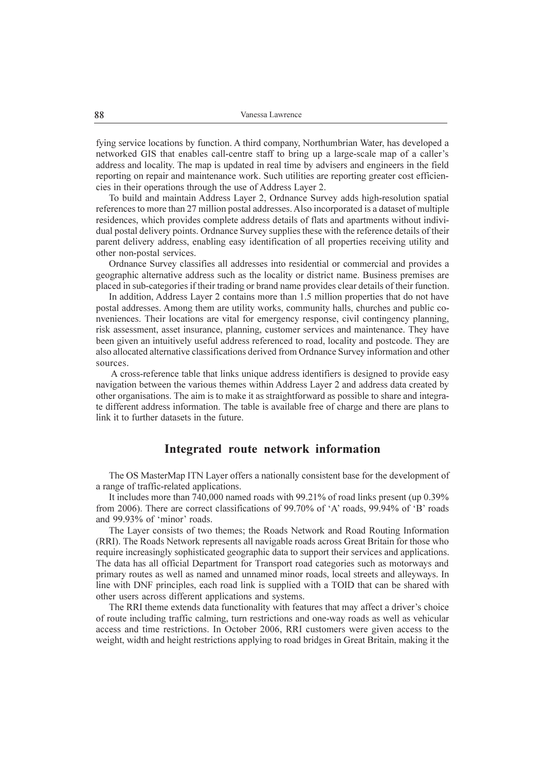fying service locations by function. A third company, Northumbrian Water, has developed a networked GIS that enables call-centre staff to bring up a large-scale map of a caller's address and locality. The map is updated in real time by advisers and engineers in the field reporting on repair and maintenance work. Such utilities are reporting greater cost efficiencies in their operations through the use of Address Layer 2.

To build and maintain Address Layer 2, Ordnance Survey adds high-resolution spatial references to more than 27 million postal addresses. Also incorporated is a dataset of multiple residences, which provides complete address details of flats and apartments without individual postal delivery points. Ordnance Survey supplies these with the reference details of their parent delivery address, enabling easy identification of all properties receiving utility and other non-postal services.

Ordnance Survey classifies all addresses into residential or commercial and provides a geographic alternative address such as the locality or district name. Business premises are placed in sub-categories if their trading or brand name provides clear details of their function.

In addition, Address Layer 2 contains more than 1.5 million properties that do not have postal addresses. Among them are utility works, community halls, churches and public conveniences. Their locations are vital for emergency response, civil contingency planning, risk assessment, asset insurance, planning, customer services and maintenance. They have been given an intuitively useful address referenced to road, locality and postcode. They are also allocated alternative classifications derived from Ordnance Survey information and other sources.

A cross-reference table that links unique address identifiers is designed to provide easy navigation between the various themes within Address Layer 2 and address data created by other organisations. The aim is to make it as straightforward as possible to share and integrate different address information. The table is available free of charge and there are plans to link it to further datasets in the future.

## Integrated route network information

The OS MasterMap ITN Layer offers a nationally consistent base for the development of a range of traffic-related applications.

It includes more than 740,000 named roads with 99.21% of road links present (up 0.39% from 2006). There are correct classifications of 99.70% of 'A' roads, 99.94% of 'B' roads and 99.93% of 'minor' roads.

The Layer consists of two themes; the Roads Network and Road Routing Information (RRI). The Roads Network represents all navigable roads across Great Britain for those who require increasingly sophisticated geographic data to support their services and applications. The data has all official Department for Transport road categories such as motorways and primary routes as well as named and unnamed minor roads, local streets and alleyways. In line with DNF principles, each road link is supplied with a TOID that can be shared with other users across different applications and systems.

The RRI theme extends data functionality with features that may affect a driver's choice of route including traffic calming, turn restrictions and one-way roads as well as vehicular access and time restrictions. In October 2006, RRI customers were given access to the weight, width and height restrictions applying to road bridges in Great Britain, making it the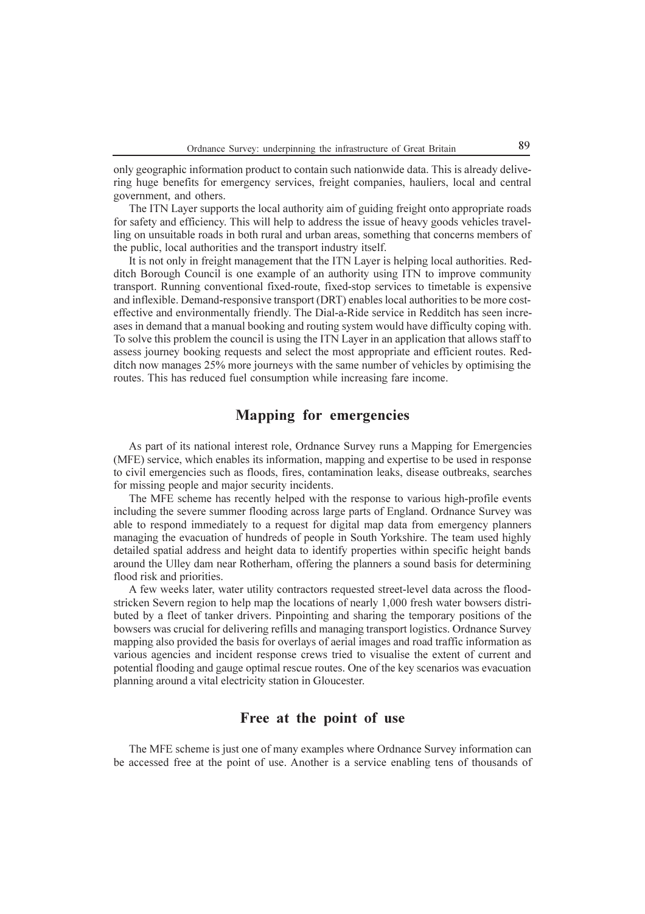only geographic information product to contain such nationwide data. This is already delivering huge benefits for emergency services, freight companies, hauliers, local and central government, and others.

The ITN Layer supports the local authority aim of guiding freight onto appropriate roads for safety and efficiency. This will help to address the issue of heavy goods vehicles travelling on unsuitable roads in both rural and urban areas, something that concerns members of the public, local authorities and the transport industry itself.

It is not only in freight management that the ITN Layer is helping local authorities. Redditch Borough Council is one example of an authority using ITN to improve community transport. Running conventional fixed-route, fixed-stop services to timetable is expensive and inflexible. Demand-responsive transport (DRT) enables local authorities to be more cost-effective and environmentally friendly. The Dial-a-Ride service in Redditch has seen increases in demand that a manual booking and routing system would have difficulty coping with. To solve this problem the council is using the ITN Layer in an application that allows staff to assess journey booking requests and select the most appropriate and efficient routes. Redditch now manages 25% more journeys with the same number of vehicles by optimising the routes. This has reduced fuel consumption while increasing fare income.

## Mapping for emergencies

As part of its national interest role, Ordnance Survey runs a Mapping for Emergencies (MFE) service, which enables its information, mapping and expertise to be used in response to civil emergencies such as floods, fires, contamination leaks, disease outbreaks, searches for missing people and major security incidents.

The MFE scheme has recently helped with the response to various high-profile events including the severe summer flooding across large parts of England. Ordnance Survey was able to respond immediately to a request for digital map data from emergency planners managing the evacuation of hundreds of people in South Yorkshire. The team used highly detailed spatial address and height data to identify properties within specific height bands around the Ulley dam near Rotherham, offering the planners a sound basis for determining flood risk and priorities.

A few weeks later, water utility contractors requested street-level data across the flood-stricken Severn region to help map the locations of nearly 1,000 fresh water bowsers distributed by a fleet of tanker drivers. Pinpointing and sharing the temporary positions of the bowsers was crucial for delivering refills and managing transport logistics. Ordnance Survey mapping also provided the basis for overlays of aerial images and road traffic information as various agencies and incident response crews tried to visualise the extent of current and potential flooding and gauge optimal rescue routes. One of the key scenarios was evacuation planning around a vital electricity station in Gloucester.

## Free at the point of use

The MFE scheme is just one of many examples where Ordnance Survey information can be accessed free at the point of use. Another is a service enabling tens of thousands of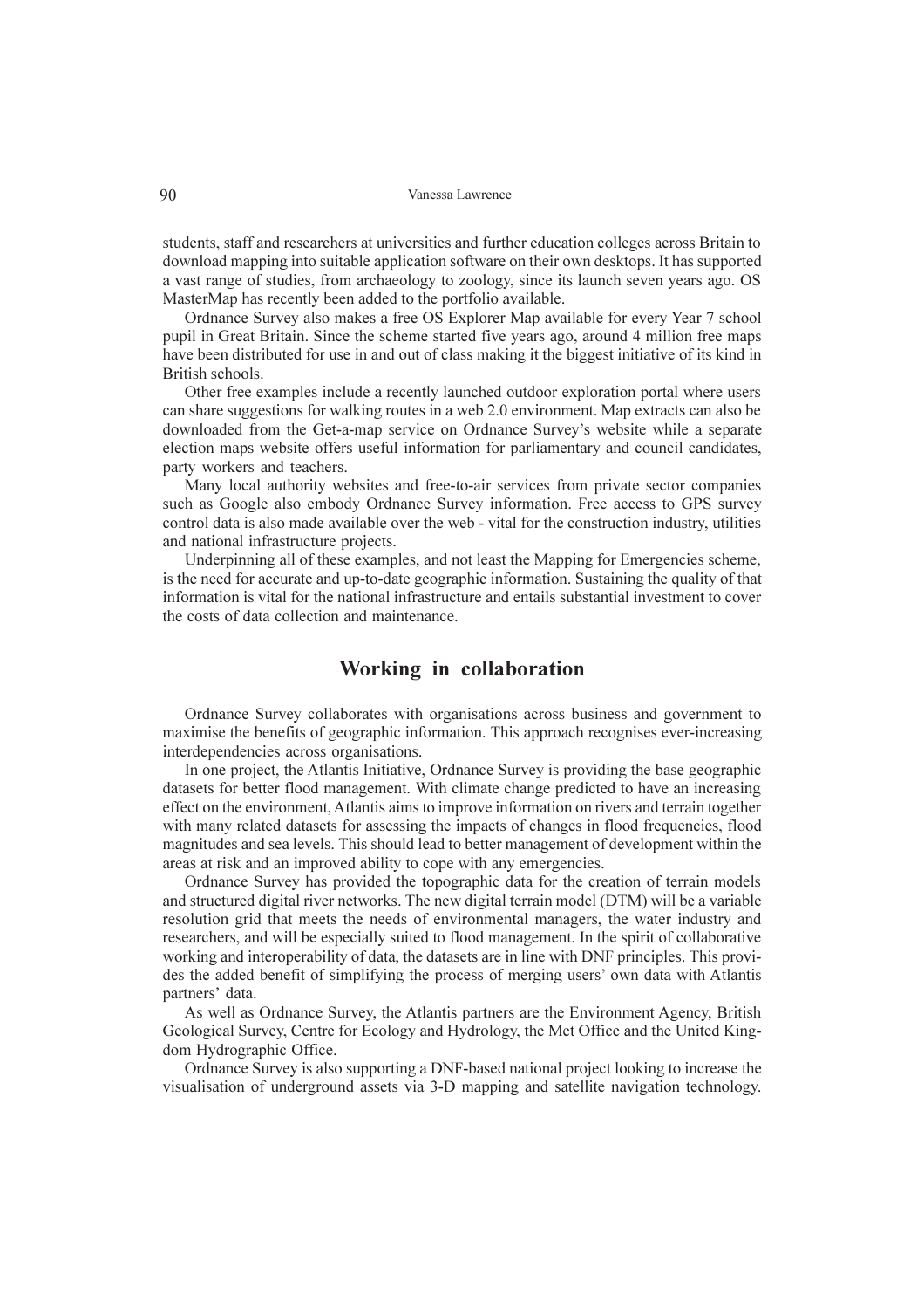students, staff and researchers at universities and further education colleges across Britain to download mapping into suitable application software on their own desktops. It has supported a vast range of studies, from archaeology to zoology, since its launch seven years ago. OS MasterMap has recently been added to the portfolio available.

Ordnance Survey also makes a free OS Explorer Map available for every Year 7 school pupil in Great Britain. Since the scheme started five years ago, around 4 million free maps have been distributed for use in and out of class making it the biggest initiative of its kind in British schools.

Other free examples include a recently launched outdoor exploration portal where users can share suggestions for walking routes in a web 2.0 environment. Map extracts can also be downloaded from the Get-a-map service on Ordnance Survey's website while a separate election maps website offers useful information for parliamentary and council candidates, party workers and teachers.

Many local authority websites and free-to-air services from private sector companies such as Google also embody Ordnance Survey information. Free access to GPS survey control data is also made available over the web - vital for the construction industry, utilities and national infrastructure projects.

Underpinning all of these examples, and not least the Mapping for Emergencies scheme, is the need for accurate and up-to-date geographic information. Sustaining the quality of that information is vital for the national infrastructure and entails substantial investment to cover the costs of data collection and maintenance.

## Working in collaboration

Ordnance Survey collaborates with organisations across business and government to maximise the benefits of geographic information. This approach recognises ever-increasing interdependencies across organisations.

In one project, the Atlantis Initiative, Ordnance Survey is providing the base geographic datasets for better flood management. With climate change predicted to have an increasing effect on the environment, Atlantis aims to improve information on rivers and terrain together with many related datasets for assessing the impacts of changes in flood frequencies, flood magnitudes and sea levels. This should lead to better management of development within the areas at risk and an improved ability to cope with any emergencies.

Ordnance Survey has provided the topographic data for the creation of terrain models and structured digital river networks. The new digital terrain model (DTM) will be a variable resolution grid that meets the needs of environmental managers, the water industry and researchers, and will be especially suited to flood management. In the spirit of collaborative working and interoperability of data, the datasets are in line with DNF principles. This provides the added benefit of simplifying the process of merging users' own data with Atlantis partners' data.

As well as Ordnance Survey, the Atlantis partners are the Environment Agency, British Geological Survey, Centre for Ecology and Hydrology, the Met Office and the United Kingdom Hydrographic Office.

Ordnance Survey is also supporting a DNF-based national project looking to increase the visualisation of underground assets via 3-D mapping and satellite navigation technology.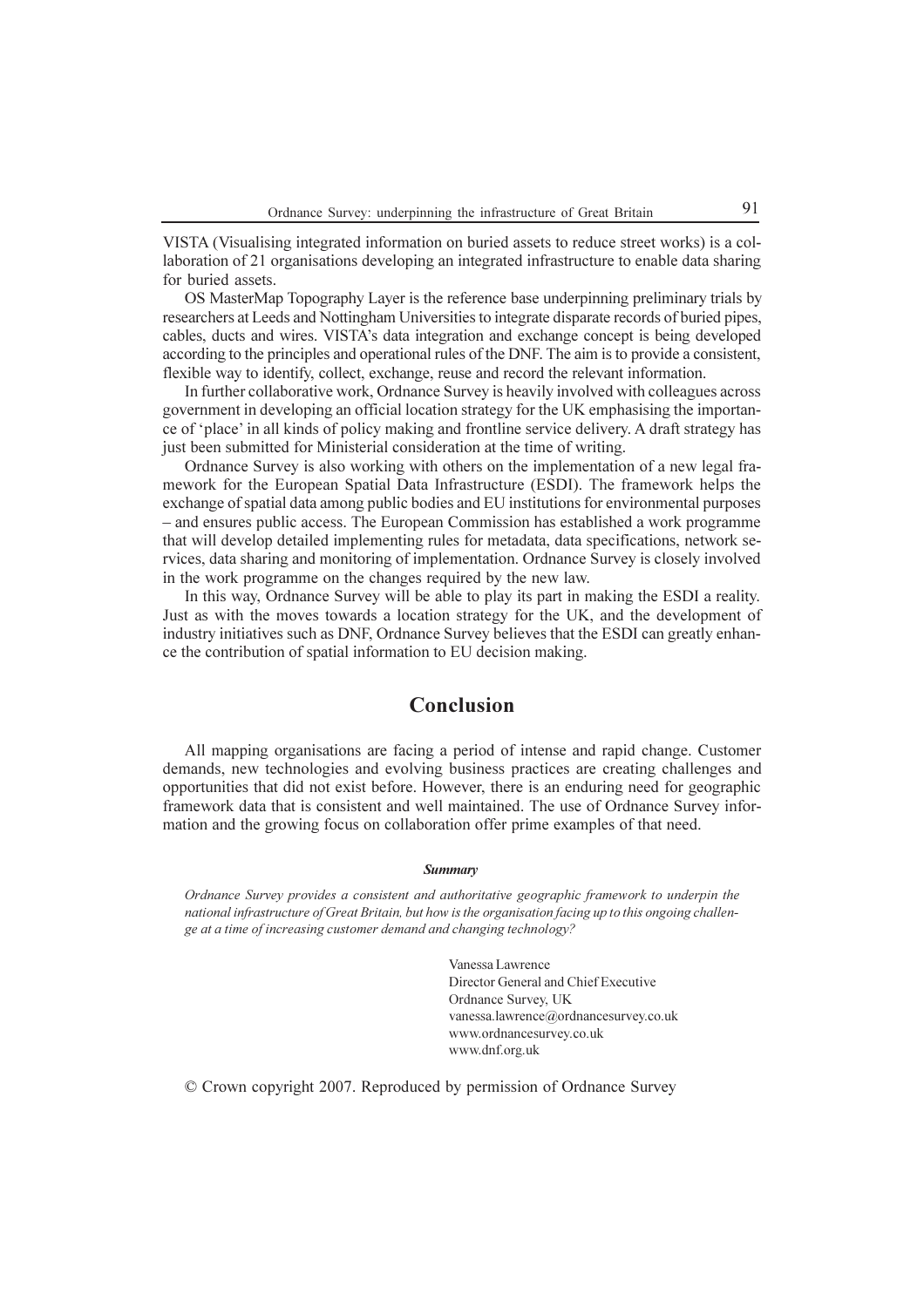VISTA (Visualising integrated information on buried assets to reduce street works) is a collaboration of 21 organisations developing an integrated infrastructure to enable data sharing for buried assets.

OS MasterMap Topography Layer is the reference base underpinning preliminary trials by researchers at Leeds and Nottingham Universities to integrate disparate records of buried pipes, cables, ducts and wires. VISTA's data integration and exchange concept is being developed according to the principles and operational rules of the DNF. The aim is to provide a consistent, flexible way to identify, collect, exchange, reuse and record the relevant information.

In further collaborative work, Ordnance Survey is heavily involved with colleagues across government in developing an official location strategy for the UK emphasising the importance of 'place' in all kinds of policy making and frontline service delivery. A draft strategy has just been submitted for Ministerial consideration at the time of writing.

Ordnance Survey is also working with others on the implementation of a new legal framework for the European Spatial Data Infrastructure (ESDI). The framework helps the exchange of spatial data among public bodies and EU institutions for environmental purposes – and ensures public access. The European Commission has established a work programme that will develop detailed implementing rules for metadata, data specifications, network services, data sharing and monitoring of implementation. Ordnance Survey is closely involved in the work programme on the changes required by the new law.

In this way, Ordnance Survey will be able to play its part in making the ESDI a reality. Just as with the moves towards a location strategy for the UK, and the development of industry initiatives such as DNF, Ordnance Survey believes that the ESDI can greatly enhance the contribution of spatial information to EU decision making.

## Conclusion

All mapping organisations are facing a period of intense and rapid change. Customer demands, new technologies and evolving business practices are creating challenges and opportunities that did not exist before. However, there is an enduring need for geographic framework data that is consistent and well maintained. The use of Ordnance Survey information and the growing focus on collaboration offer prime examples of that need.

***Summary***

*Ordnance Survey provides a consistent and authoritative geographic framework to underpin the national infrastructure of Great Britain, but how is the organisation facing up to this ongoing challenge at a time of increasing customer demand and changing technology?*

Vanessa Lawrence
Director General and Chief Executive
Ordnance Survey, UK
vanessa.lawrence@ordnancesurvey.co.uk
www.ordnancesurvey.co.uk
www.dnf.org.uk

© Crown copyright 2007. Reproduced by permission of Ordnance Survey